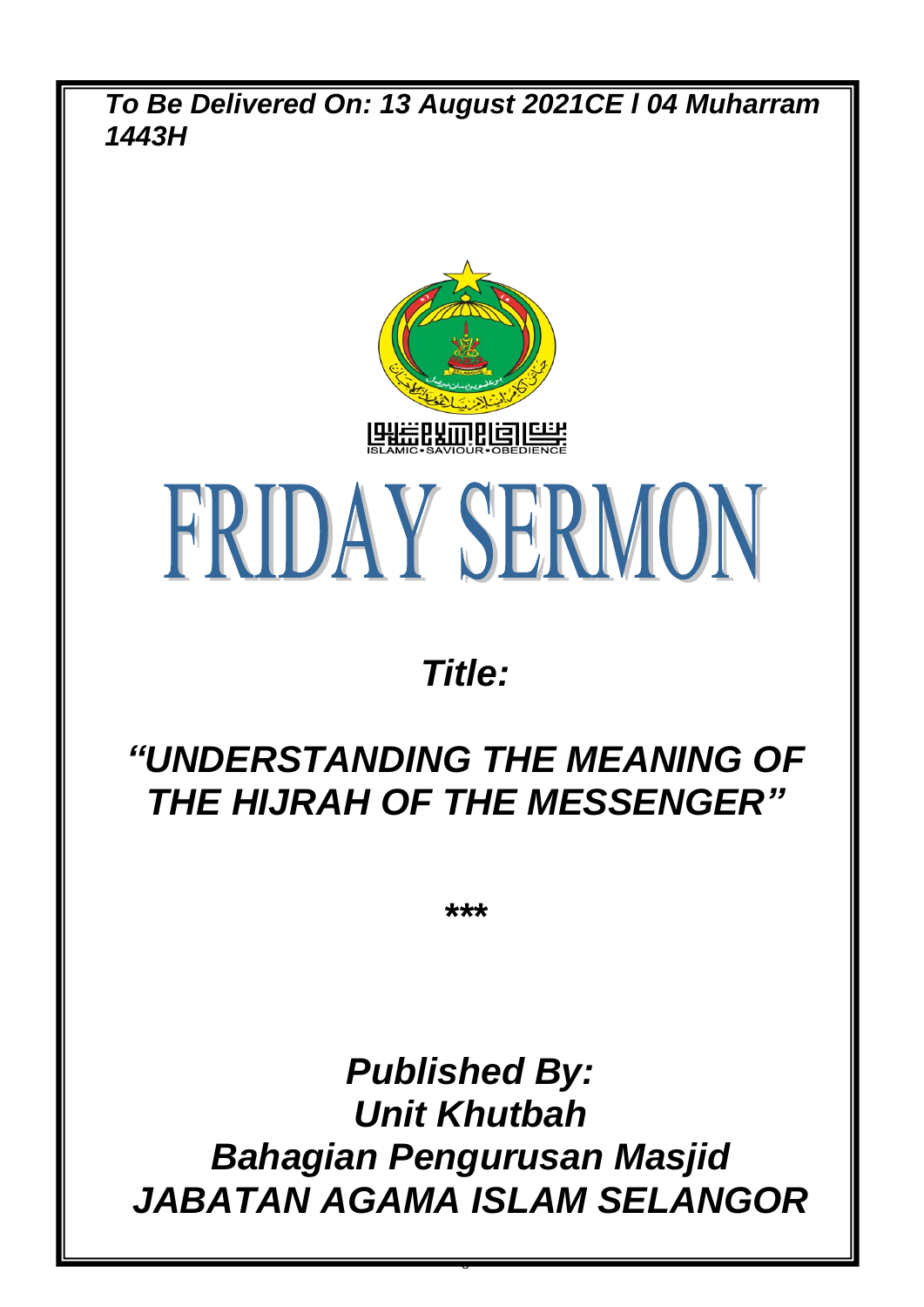***To Be Delivered On: 13 August 2021CE I 04 Muharram 1443H***

ISLAMIC • SAVIOUR • OBEDIENCE

# FRIDAY SERMON

## *Title:*

## *"UNDERSTANDING THE MEANING OF THE HIJRAH OF THE MESSENGER"*

*****

## *Published By:*
## *Unit Khutbah*
## *Bahagian Pengurusan Masjid*
## *JABATAN AGAMA ISLAM SELANGOR*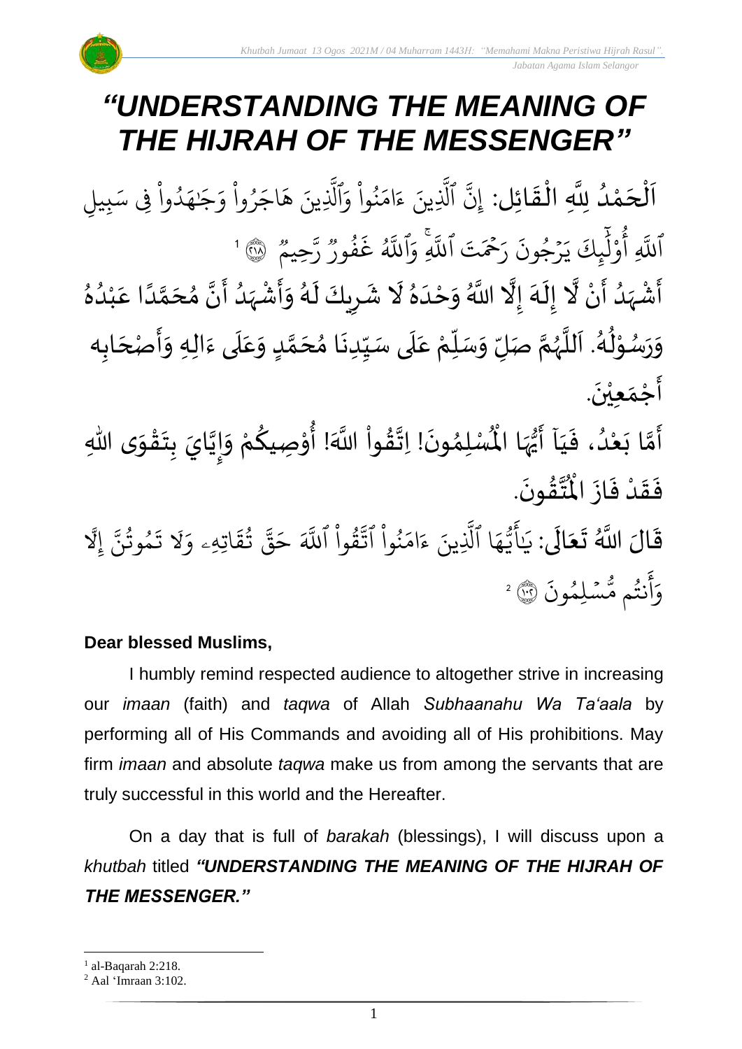# *"UNDERSTANDING THE MEANING OF THE HIJRAH OF THE MESSENGER"*

اَلْحَمْدُ لِلَّهِ الْقَائِل: إِنَّ ٱلَّذِينَ ءَامَنُواْ وَٱلَّذِينَ هَاجَرُواْ وَجَٰهَدُواْ فِي سَبِيلِ ٱللَّهِ أُوْلَٰٓئِكَ يَرۡجُونَ رَحۡمَتَ ٱللَّهِۚ وَٱللَّهُ غَفُورٞ رَّحِيمٞ ﴿٢١٨﴾ [1]

أَشْهَدُ أَنْ لَّا إِلَهَ إِلَّا اللَّهُ وَحْدَهُ لَا شَرِيكَ لَهُ وَأَشْهَدُ أَنَّ مُحَمَّدًا عَبْدُهُ وَرَسُوْلُهُ. اَللَّهُمَّ صَلِّ وَسَلِّمْ عَلَى سَيِّدِنَا مُحَمَّدٍ وَعَلَى ءَالِهِ وَأَصْحَابِه أَجْمَعِيْنَ.

أَمَّا بَعْدُ، فَيَآ أَيُّهَا الْمُسْلِمُونَ! اِتَّقُواْ اللَّهَ! أُوْصِيكُمْ وَإِيَّايَ بِتَقْوَى اللهِ فَقَدْ فَازَ الْمُتَّقُونَ.

قَالَ اللَّهُ تَعَالَى: يَٰٓأَيُّهَا ٱلَّذِينَ ءَامَنُواْ ٱتَّقُواْ ٱللَّهَ حَقَّ تُقَاتِهِۦ وَلَا تَمُوتُنَّ إِلَّا وَأَنتُم مُّسۡلِمُونَ ﴿١٠٢﴾ [2]

**Dear blessed Muslims,**

I humbly remind respected audience to altogether strive in increasing our *imaan* (faith) and *taqwa* of Allah *Subhaanahu Wa Ta'aala* by performing all of His Commands and avoiding all of His prohibitions. May firm *imaan* and absolute *taqwa* make us from among the servants that are truly successful in this world and the Hereafter.

On a day that is full of *barakah* (blessings), I will discuss upon a *khutbah* titled ***"UNDERSTANDING THE MEANING OF THE HIJRAH OF THE MESSENGER."***

---

[1] al-Baqarah 2:218.

[2] Aal 'Imraan 3:102.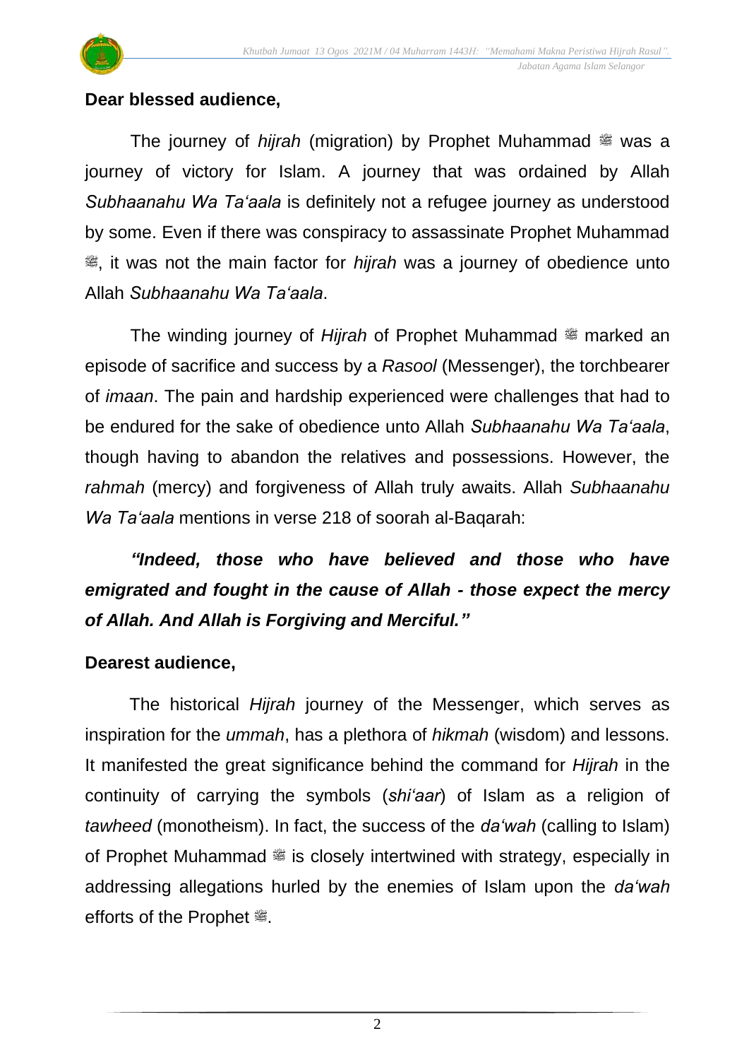**Dear blessed audience,**

The journey of *hijrah* (migration) by Prophet Muhammad ﷺ was a journey of victory for Islam. A journey that was ordained by Allah *Subhaanahu Wa Ta'aala* is definitely not a refugee journey as understood by some. Even if there was conspiracy to assassinate Prophet Muhammad ﷺ, it was not the main factor for *hijrah* was a journey of obedience unto Allah *Subhaanahu Wa Ta'aala*.

The winding journey of *Hijrah* of Prophet Muhammad ﷺ marked an episode of sacrifice and success by a *Rasool* (Messenger), the torchbearer of *imaan*. The pain and hardship experienced were challenges that had to be endured for the sake of obedience unto Allah *Subhaanahu Wa Ta'aala*, though having to abandon the relatives and possessions. However, the *rahmah* (mercy) and forgiveness of Allah truly awaits. Allah *Subhaanahu Wa Ta'aala* mentions in verse 218 of soorah al-Baqarah:

***"Indeed, those who have believed and those who have emigrated and fought in the cause of Allah - those expect the mercy of Allah. And Allah is Forgiving and Merciful."***

**Dearest audience,**

The historical *Hijrah* journey of the Messenger, which serves as inspiration for the *ummah*, has a plethora of *hikmah* (wisdom) and lessons. It manifested the great significance behind the command for *Hijrah* in the continuity of carrying the symbols (*shi'aar*) of Islam as a religion of *tawheed* (monotheism). In fact, the success of the *da'wah* (calling to Islam) of Prophet Muhammad ﷺ is closely intertwined with strategy, especially in addressing allegations hurled by the enemies of Islam upon the *da'wah* efforts of the Prophet ﷺ.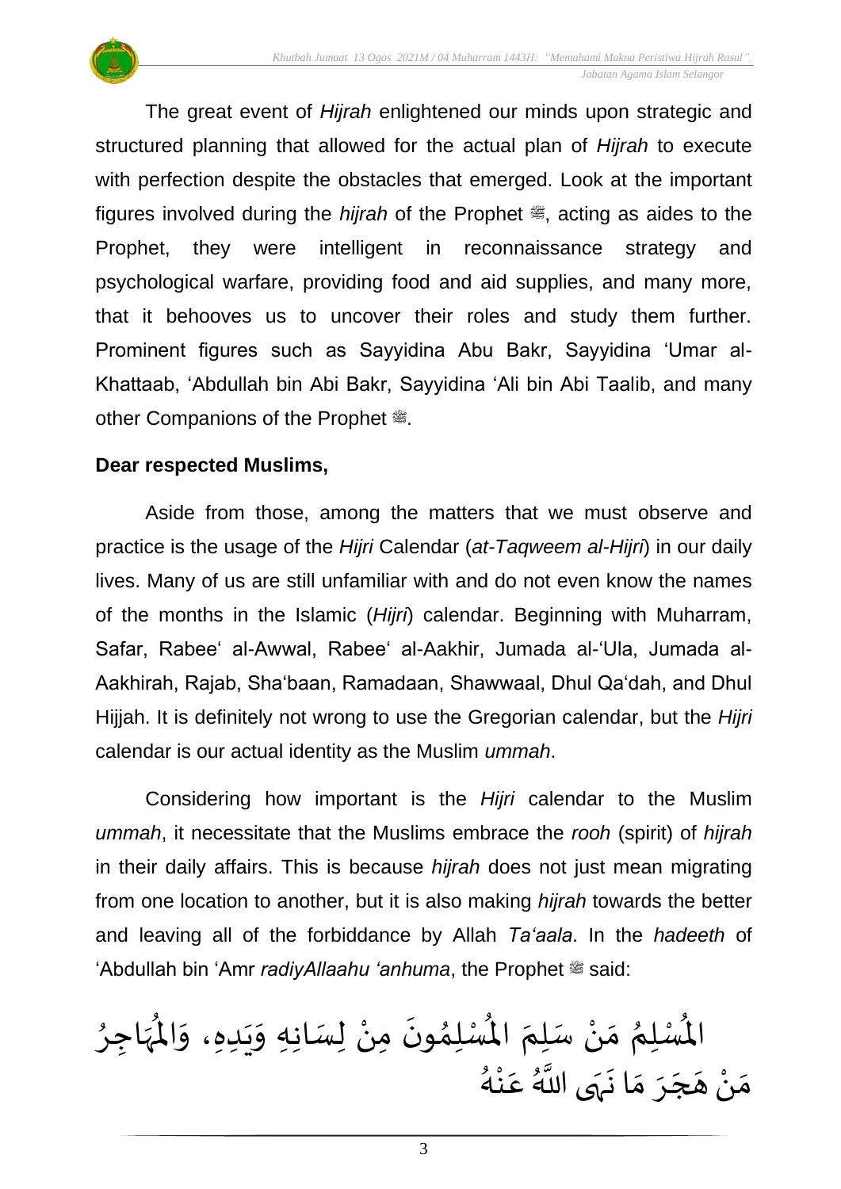The great event of *Hijrah* enlightened our minds upon strategic and structured planning that allowed for the actual plan of *Hijrah* to execute with perfection despite the obstacles that emerged. Look at the important figures involved during the *hijrah* of the Prophet ﷺ, acting as aides to the Prophet, they were intelligent in reconnaissance strategy and psychological warfare, providing food and aid supplies, and many more, that it behooves us to uncover their roles and study them further. Prominent figures such as Sayyidina Abu Bakr, Sayyidina ‘Umar al-Khattaab, ‘Abdullah bin Abi Bakr, Sayyidina ‘Ali bin Abi Taalib, and many other Companions of the Prophet ﷺ.

**Dear respected Muslims,**

Aside from those, among the matters that we must observe and practice is the usage of the *Hijri* Calendar (*at-Taqweem al-Hijri*) in our daily lives. Many of us are still unfamiliar with and do not even know the names of the months in the Islamic (*Hijri*) calendar. Beginning with Muharram, Safar, Rabee‘ al-Awwal, Rabee‘ al-Aakhir, Jumada al-‘Ula, Jumada al-Aakhirah, Rajab, Sha‘baan, Ramadaan, Shawwaal, Dhul Qa‘dah, and Dhul Hijjah. It is definitely not wrong to use the Gregorian calendar, but the *Hijri* calendar is our actual identity as the Muslim *ummah*.

Considering how important is the *Hijri* calendar to the Muslim *ummah*, it necessitate that the Muslims embrace the *rooh* (spirit) of *hijrah* in their daily affairs. This is because *hijrah* does not just mean migrating from one location to another, but it is also making *hijrah* towards the better and leaving all of the forbiddance by Allah *Ta‘aala*. In the *hadeeth* of ‘Abdullah bin ‘Amr *radiyAllaahu ‘anhuma*, the Prophet ﷺ said:

الْمُسْلِمُ مَنْ سَلِمَ الْمُسْلِمُونَ مِنْ لِسَانِهِ وَيَدِهِ، وَالْمُهَاجِرُ مَنْ هَجَرَ مَا نَهَى اللَّهُ عَنْهُ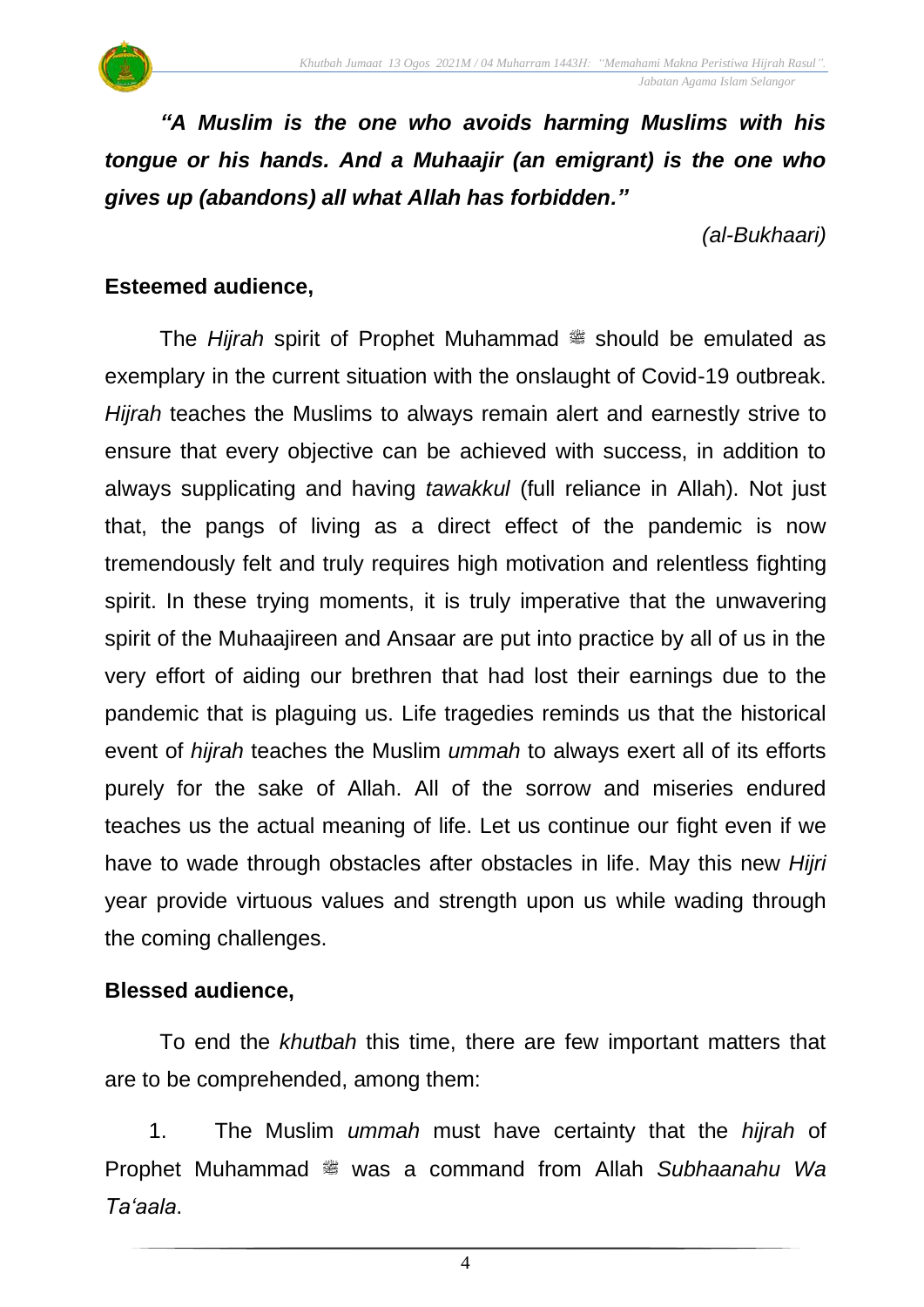***"A Muslim is the one who avoids harming Muslims with his tongue or his hands. And a Muhaajir (an emigrant) is the one who gives up (abandons) all what Allah has forbidden."***

*(al-Bukhaari)*

**Esteemed audience,**

The *Hijrah* spirit of Prophet Muhammad ﷺ should be emulated as exemplary in the current situation with the onslaught of Covid-19 outbreak. *Hijrah* teaches the Muslims to always remain alert and earnestly strive to ensure that every objective can be achieved with success, in addition to always supplicating and having *tawakkul* (full reliance in Allah). Not just that, the pangs of living as a direct effect of the pandemic is now tremendously felt and truly requires high motivation and relentless fighting spirit. In these trying moments, it is truly imperative that the unwavering spirit of the Muhaajireen and Ansaar are put into practice by all of us in the very effort of aiding our brethren that had lost their earnings due to the pandemic that is plaguing us. Life tragedies reminds us that the historical event of *hijrah* teaches the Muslim *ummah* to always exert all of its efforts purely for the sake of Allah. All of the sorrow and miseries endured teaches us the actual meaning of life. Let us continue our fight even if we have to wade through obstacles after obstacles in life. May this new *Hijri* year provide virtuous values and strength upon us while wading through the coming challenges.

**Blessed audience,**

To end the *khutbah* this time, there are few important matters that are to be comprehended, among them:

1. The Muslim *ummah* must have certainty that the *hijrah* of Prophet Muhammad ﷺ was a command from Allah *Subhaanahu Wa Ta'aala*.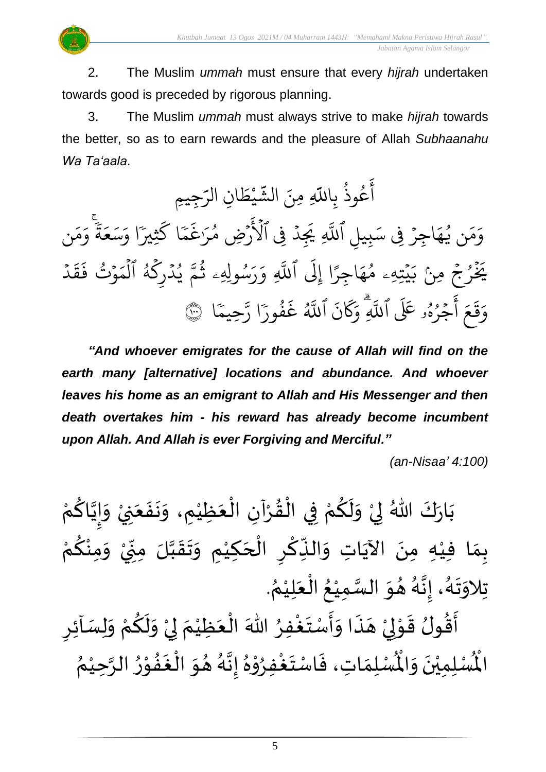2. The Muslim *ummah* must ensure that every *hijrah* undertaken towards good is preceded by rigorous planning.

3. The Muslim *ummah* must always strive to make *hijrah* towards the better, so as to earn rewards and the pleasure of Allah *Subhaanahu Wa Ta'aala*.

أَعُوذُ بِاللَّهِ مِنَ الشَّيْطَانِ الرَّجِيمِ

وَمَن يُهَاجِرْ فِي سَبِيلِ ٱللَّهِ يَجِدْ فِي ٱلْأَرْضِ مُرَٰغَمًا كَثِيرًا وَسَعَةً ۚ وَمَن يَخْرُجْ مِنۢ بَيْتِهِۦ مُهَاجِرًا إِلَى ٱللَّهِ وَرَسُولِهِۦ ثُمَّ يُدْرِكْهُ ٱلْمَوْتُ فَقَدْ وَقَعَ أَجْرُهُۥ عَلَى ٱللَّهِ ۗ وَكَانَ ٱللَّهُ غَفُورًا رَّحِيمًا ﴿١٠٠﴾

***"And whoever emigrates for the cause of Allah will find on the earth many [alternative] locations and abundance. And whoever leaves his home as an emigrant to Allah and His Messenger and then death overtakes him - his reward has already become incumbent upon Allah. And Allah is ever Forgiving and Merciful."***

*(an-Nisaa' 4:100)*

بَارَكَ اللهُ لِيْ وَلَكُمْ فِي الْقُرْآنِ الْعَظِيْمِ، وَنَفَعَنِيْ وَإِيَّاكُمْ بِمَا فِيْهِ مِنَ الآيَاتِ وَالذِّكْرِ الْحَكِيْمِ وَتَقَبَّلَ مِنِّيْ وَمِنْكُمْ تِلاوَتَهُ، إِنَّهُ هُوَ السَّمِيْعُ الْعَلِيْمُ.

أَقُولُ قَوْلِيْ هَذَا وَأَسْتَغْفِرُ اللهَ الْعَظِيْمَ لِيْ وَلَكُمْ وَلِسَآئِرِ الْمُسْلِمِيْنَ وَالْمُسْلِمَاتِ، فَاسْتَغْفِرُوْهُ إِنَّهُ هُوَ الْغَفُوْرُ الرَّحِيْمُ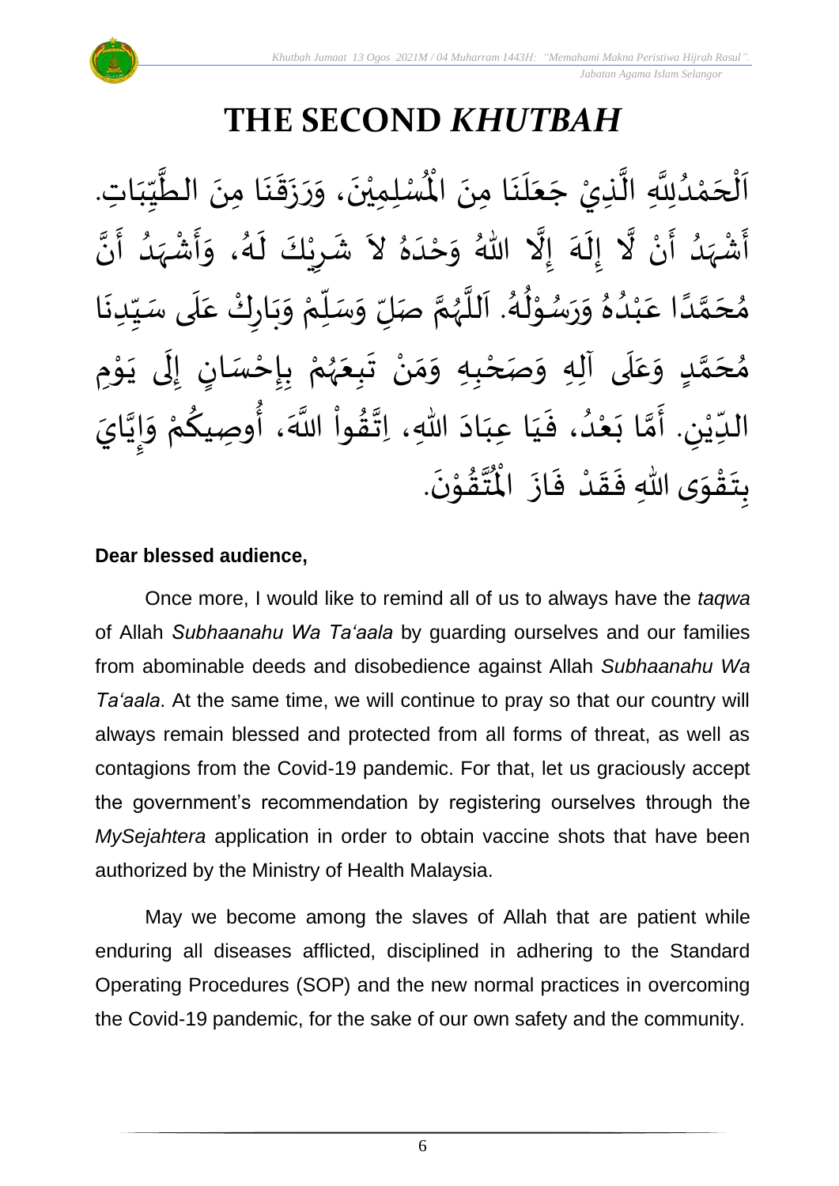# THE SECOND *KHUTBAH*

اَلْحَمْدُلِلَّهِ الَّذِيْ جَعَلَنَا مِنَ الْمُسْلِمِيْنَ، وَرَزَقَنَا مِنَ الطَّيِّبَاتِ. أَشْهَدُ أَنْ لَّا إِلَهَ إِلَّا اللهُ وَحْدَهُ لاَ شَرِيْكَ لَهُ، وَأَشْهَدُ أَنَّ مُحَمَّدًا عَبْدُهُ وَرَسُوْلُهُ. اَللَّهُمَّ صَلِّ وَسَلِّمْ وَبَارِكْ عَلَى سَيِّدِنَا مُحَمَّدٍ وَعَلَى آلِهِ وَصَحْبِهِ وَمَنْ تَبِعَهُمْ بِإِحْسَانٍ إِلَى يَوْمِ الدِّيْنِ. أَمَّا بَعْدُ، فَيَا عِبَادَ اللهِ، اِتَّقُواْ اللَّهَ، أُوصِيكُمْ وَإِيَّايَ بِتَقْوَى اللهِ فَقَدْ فَازَ الْمُتَّقُوْنَ.

**Dear blessed audience,**

Once more, I would like to remind all of us to always have the *taqwa* of Allah *Subhaanahu Wa Ta'aala* by guarding ourselves and our families from abominable deeds and disobedience against Allah *Subhaanahu Wa Ta'aala*. At the same time, we will continue to pray so that our country will always remain blessed and protected from all forms of threat, as well as contagions from the Covid-19 pandemic. For that, let us graciously accept the government's recommendation by registering ourselves through the *MySejahtera* application in order to obtain vaccine shots that have been authorized by the Ministry of Health Malaysia.

May we become among the slaves of Allah that are patient while enduring all diseases afflicted, disciplined in adhering to the Standard Operating Procedures (SOP) and the new normal practices in overcoming the Covid-19 pandemic, for the sake of our own safety and the community.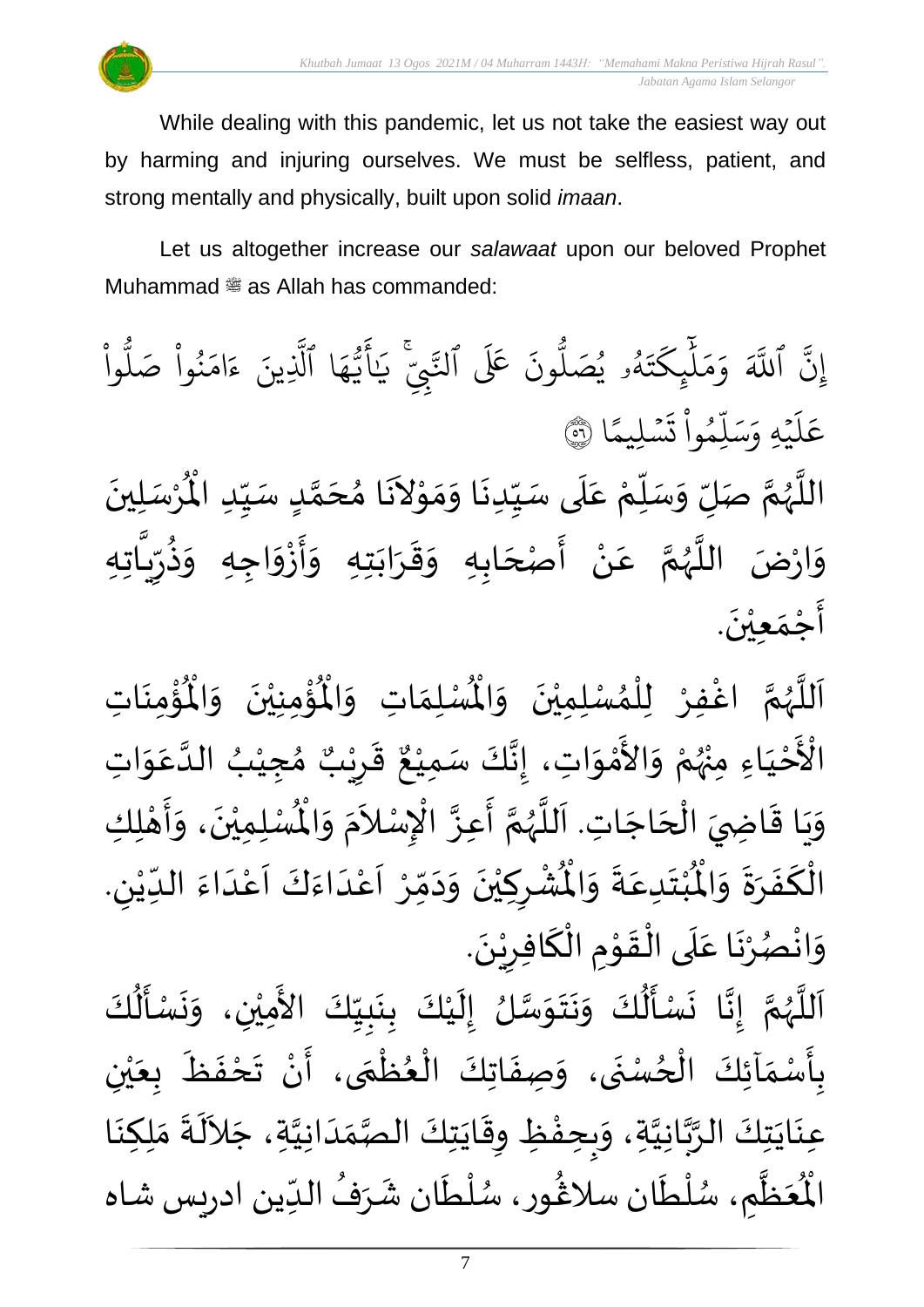While dealing with this pandemic, let us not take the easiest way out by harming and injuring ourselves. We must be selfless, patient, and strong mentally and physically, built upon solid *imaan*.

Let us altogether increase our *salawaat* upon our beloved Prophet Muhammad ﷺ as Allah has commanded:

إِنَّ ٱللَّهَ وَمَلَٰٓئِكَتَهُۥ يُصَلُّونَ عَلَى ٱلنَّبِيِّۚ يَٰٓأَيُّهَا ٱلَّذِينَ ءَامَنُواْ صَلُّواْ عَلَيۡهِ وَسَلِّمُواْ تَسۡلِيمًا ﴿٥٦﴾

اللَّهُمَّ صَلِّ وَسَلِّمْ عَلَى سَيِّدِنَا وَمَوْلاَنَا مُحَمَّدٍ سَيِّدِ الْمُرْسَلِينَ وَارْضَ اللَّهُمَّ عَنْ أَصْحَابِهِ وَقَرَابَتِهِ وَأَزْوَاجِهِ وَذُرِّيَّاتِهِ أَجْمَعِيْنَ.

اَللَّهُمَّ اغْفِرْ لِلْمُسْلِمِيْنَ وَالْمُسْلِمَاتِ وَالْمُؤْمِنِيْنَ وَالْمُؤْمِنَاتِ الْأَحْيَاءِ مِنْهُمْ وَالأَمْوَاتِ، إِنَّكَ سَمِيْعٌ قَرِيْبٌ مُجِيْبُ الدَّعَوَاتِ وَيَا قَاضِيَ الْحَاجَاتِ. اَللَّهُمَّ أَعِزَّ الْإِسْلاَمَ وَالْمُسْلِمِيْنَ، وَأَهْلِكِ الْكَفَرَةَ وَالْمُبْتَدِعَةَ وَالْمُشْرِكِيْنَ وَدَمِّرْ اَعْدَاءَكَ اَعْدَاءَ الدِّيْنِ. وَانْصُرْنَا عَلَى الْقَوْمِ الْكَافِرِيْنَ.

اَللَّهُمَّ إِنَّا نَسْأَلُكَ وَنَتَوَسَّلُ إِلَيْكَ بِنَبِيِّكَ الأَمِيْنِ، وَنَسْأَلُكَ بِأَسْمَآئِكَ الْحُسْنَى، وَصِفَاتِكَ الْعُظْمَى، أَنْ تَحْفَظَ بِعَيْنِ عِنَايَتِكَ الرَّبَّانِيَّةِ، وَبِحِفْظِ وِقَايَتِكَ الصَّمَدَانِيَّةِ، جَلاَلَةَ مَلِكِنَا الْمُعَظَّمِ، سُلْطَان سلاڠُور، سُلْطَان شَرَفُ الدِّين ادريس شاه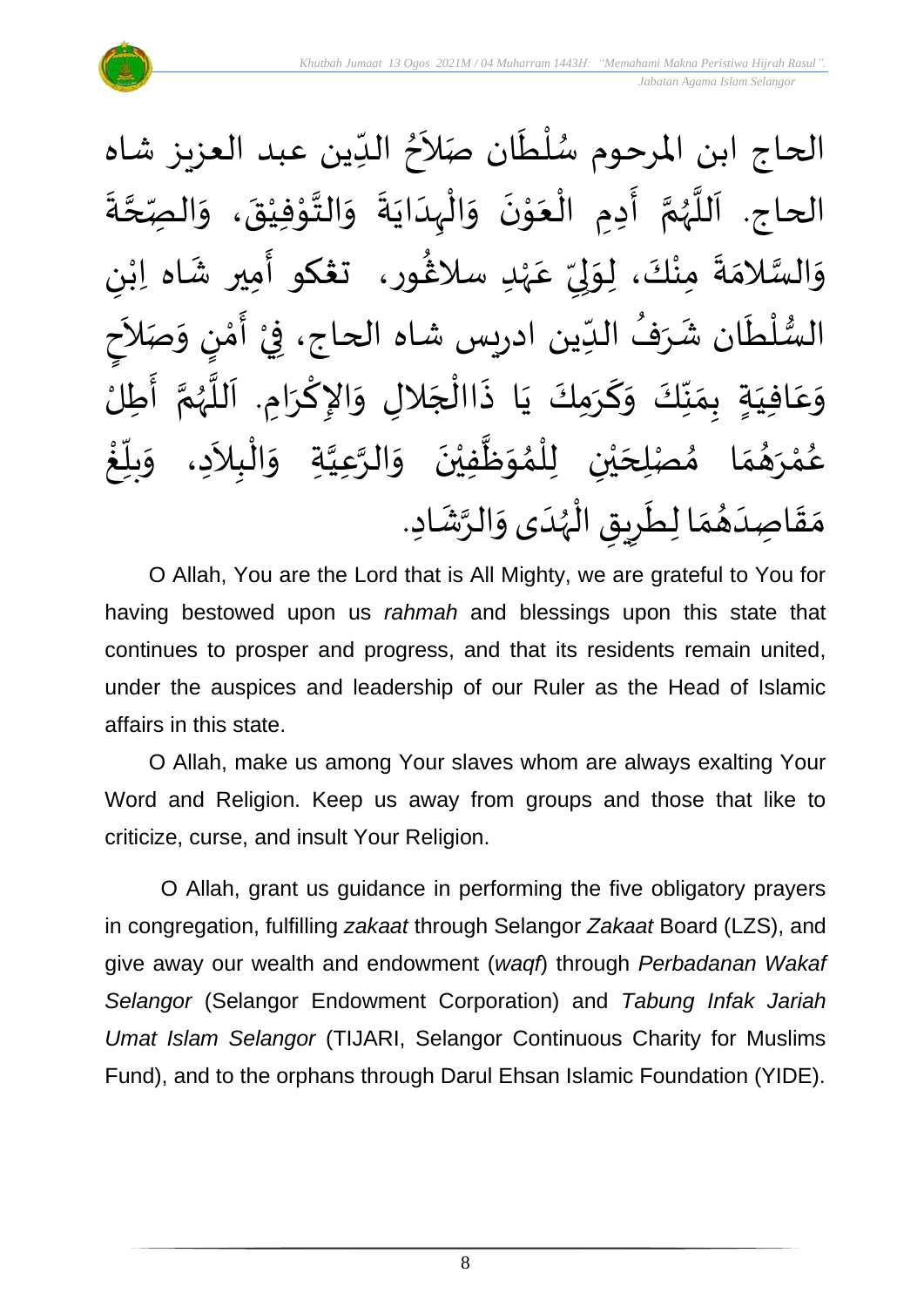الحاج ابن المرحوم سُلْطَان صَلاَحُ الدِّين عبد العزيز شاه الحاج. اَللَّهُمَّ أَدِمِ الْعَوْنَ وَالْهِدَايَةَ وَالتَّوْفِيْقَ، وَالصِّحَّةَ وَالسَّلامَةَ مِنْكَ، لِوَلِيِّ عَهْدِ سلاڠُور، تڠكو أَمِير شَاه اِبْنِ السُّلْطَان شَرَفُ الدِّين ادريس شاه الحاج، فِيْ أَمْنٍ وَصَلاَحٍ وَعَافِيَةٍ بِمَنِّكَ وَكَرَمِكَ يَا ذَاالْجَلالِ وَالإِكْرَامِ. اَللَّهُمَّ أَطِلْ عُمْرَهُمَا مُصْلِحَيْنِ لِلْمُوَظَّفِيْنَ وَالرَّعِيَّةِ وَالْبِلاَدِ، وَبلِّغْ مَقَاصِدَهُمَا لِطَرِيقِ الْهُدَى وَالرَّشَادِ.

O Allah, You are the Lord that is All Mighty, we are grateful to You for having bestowed upon us *rahmah* and blessings upon this state that continues to prosper and progress, and that its residents remain united, under the auspices and leadership of our Ruler as the Head of Islamic affairs in this state.

O Allah, make us among Your slaves whom are always exalting Your Word and Religion. Keep us away from groups and those that like to criticize, curse, and insult Your Religion.

O Allah, grant us guidance in performing the five obligatory prayers in congregation, fulfilling *zakaat* through Selangor *Zakaat* Board (LZS), and give away our wealth and endowment (*waqf*) through *Perbadanan Wakaf Selangor* (Selangor Endowment Corporation) and *Tabung Infak Jariah Umat Islam Selangor* (TIJARI, Selangor Continuous Charity for Muslims Fund), and to the orphans through Darul Ehsan Islamic Foundation (YIDE).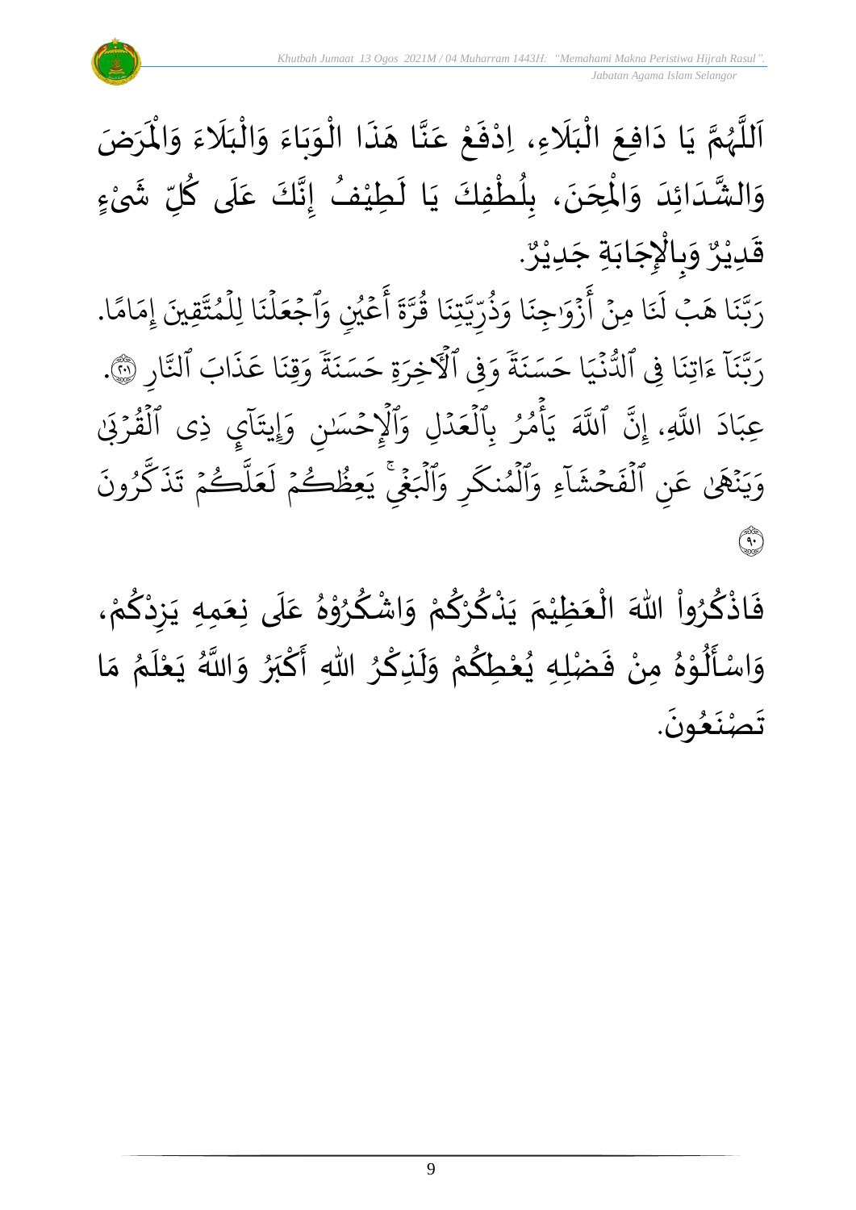اَللَّهُمَّ يَا دَافِعَ الْبَلَاءِ، اِدْفَعْ عَنَّا هَذَا الْوَبَاءَ وَالْبَلَاءَ وَالْمَرَضَ وَالشَّدَائِدَ وَالْمِحَنَ، بِلُطْفِكَ يَا لَطِيْفُ إِنَّكَ عَلَى كُلِّ شَيْءٍ قَدِيْرٌ وَبِالْإِجَابَةِ جَدِيْرٌ.

رَبَّنَا هَبْ لَنَا مِنْ أَزْوَٰجِنَا وَذُرِّيَّتِنَا قُرَّةَ أَعْيُنٍ وَٱجْعَلْنَا لِلْمُتَّقِينَ إِمَامًا. رَبَّنَآ ءَاتِنَا فِى ٱلدُّنْيَا حَسَنَةً وَفِى ٱلْءَاخِرَةِ حَسَنَةً وَقِنَا عَذَابَ ٱلنَّارِ ﴿٢٠١﴾. عِبَادَ اللَّهِ، إِنَّ ٱللَّهَ يَأْمُرُ بِٱلْعَدْلِ وَٱلْإِحْسَٰنِ وَإِيتَآيِٕ ذِى ٱلْقُرْبَىٰ وَيَنْهَىٰ عَنِ ٱلْفَحْشَآءِ وَٱلْمُنكَرِ وَٱلْبَغْىِ ۚ يَعِظُكُمْ لَعَلَّكُمْ تَذَكَّرُونَ ﴿٩٠﴾

فَاذْكُرُواْ اللهَ الْعَظِيْمَ يَذْكُرْكُمْ وَاشْكُرُوْهُ عَلَى نِعَمِهِ يَزِدْكُمْ، وَاسْأَلُوْهُ مِنْ فَضْلِهِ يُعْطِكُمْ وَلَذِكْرُ اللهِ أَكْبَرُ وَاللَّهُ يَعْلَمُ مَا تَصْنَعُونَ.